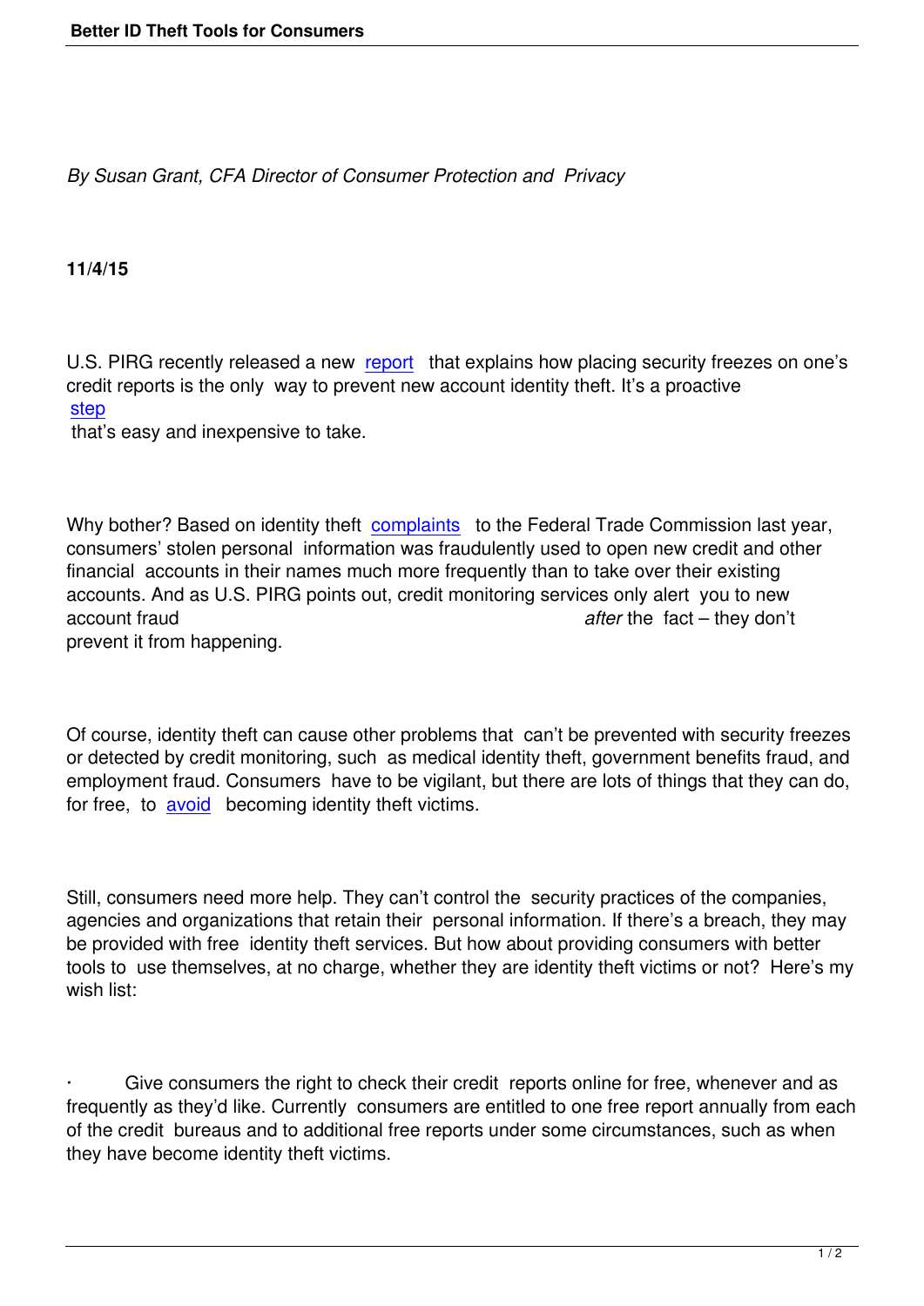*By Susan Grant, CFA Director of Consumer Protection and Privacy*

**11/4/15**

U.S. PIRG recently released a new report that explains how placing security freezes on one's credit reports is the only way to prevent new account identity theft. It's a proactive step that's easy and inexpensive to take.

Why bother? Based on identity theft complaints to the Federal Trade Commission last year, consumers' stolen personal information was fraudulently used to open new credit and other financial accounts in their names much more frequently than to take over their existing accounts. And as U.S. PIRG points out, credit monitoring services only alert you to new account fraud *after* the fact – they don't prevent it from happening.

Of course, identity theft can cause other problems that can't be prevented with security freezes or detected by credit monitoring, such as medical identity theft, government benefits fraud, and employment fraud. Consumers have to be vigilant, but there are lots of things that they can do, for free, to avoid becoming identity theft victims.

Still, consumers need more help. They can't control the security practices of the companies, agencies and organizations that retain their personal information. If there's a breach, they may be provided with free identity theft services. But how about providing consumers with better tools to use themselves, at no charge, whether they are identity theft victims or not? Here's my wish list:

- Give consumers the right to check their credit reports online for free, whenever and as frequently as they'd like. Currently consumers are entitled to one free report annually from each of the credit bureaus and to additional free reports under some circumstances, such as when they have become identity theft victims.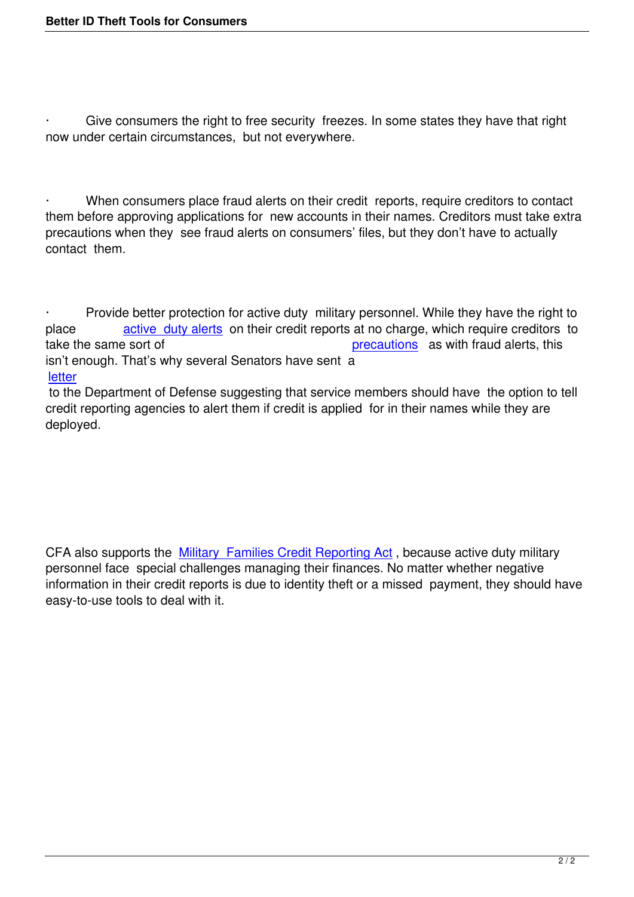- Give consumers the right to free security freezes. In some states they have that right now under certain circumstances, but not everywhere.

- When consumers place fraud alerts on their credit reports, require creditors to contact them before approving applications for new accounts in their names. Creditors must take extra precautions when they see fraud alerts on consumers' files, but they don't have to actually contact them.

- Provide better protection for active duty military personnel. While they have the right to place active duty alerts on their credit reports at no charge, which require creditors to take the same sort of precautions as with fraud alerts, this isn't enough. That's why several Senators have sent a letter to the Department of Defense suggesting that service members should have the option to tell credit reporting agencies to alert them if credit is applied for in their names while they are deployed.

CFA also supports the Military Families Credit Reporting Act, because active duty military personnel face special challenges managing their finances. No matter whether negative information in their credit reports is due to identity theft or a missed payment, they should have easy-to-use tools to deal with it.